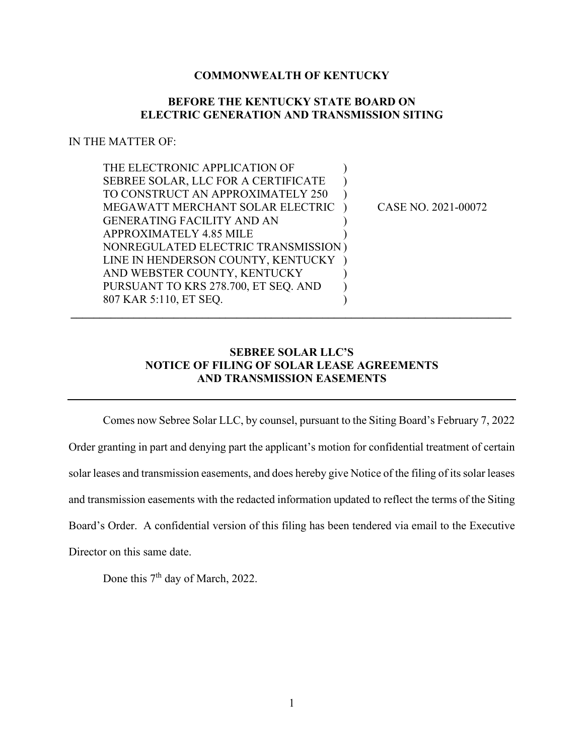**COMMONWEALTH OF KENTUCKY**

**BEFORE THE KENTUCKY STATE BOARD ON ELECTRIC GENERATION AND TRANSMISSION SITING**

IN THE MATTER OF:

| | | |
|---|---|---|
| THE ELECTRONIC APPLICATION OF SEBREE SOLAR, LLC FOR A CERTIFICATE TO CONSTRUCT AN APPROXIMATELY 250 MEGAWATT MERCHANT SOLAR ELECTRIC GENERATING FACILITY AND AN APPROXIMATELY 4.85 MILE NONREGULATED ELECTRIC TRANSMISSION LINE IN HENDERSON COUNTY, KENTUCKY AND WEBSTER COUNTY, KENTUCKY PURSUANT TO KRS 278.700, ET SEQ. AND 807 KAR 5:110, ET SEQ. | ) | CASE NO. 2021-00072 |

---

**SEBREE SOLAR LLC'S NOTICE OF FILING OF SOLAR LEASE AGREEMENTS AND TRANSMISSION EASEMENTS**

---

Comes now Sebree Solar LLC, by counsel, pursuant to the Siting Board's February 7, 2022 Order granting in part and denying part the applicant's motion for confidential treatment of certain solar leases and transmission easements, and does hereby give Notice of the filing of its solar leases and transmission easements with the redacted information updated to reflect the terms of the Siting Board's Order. A confidential version of this filing has been tendered via email to the Executive Director on this same date.

Done this 7th day of March, 2022.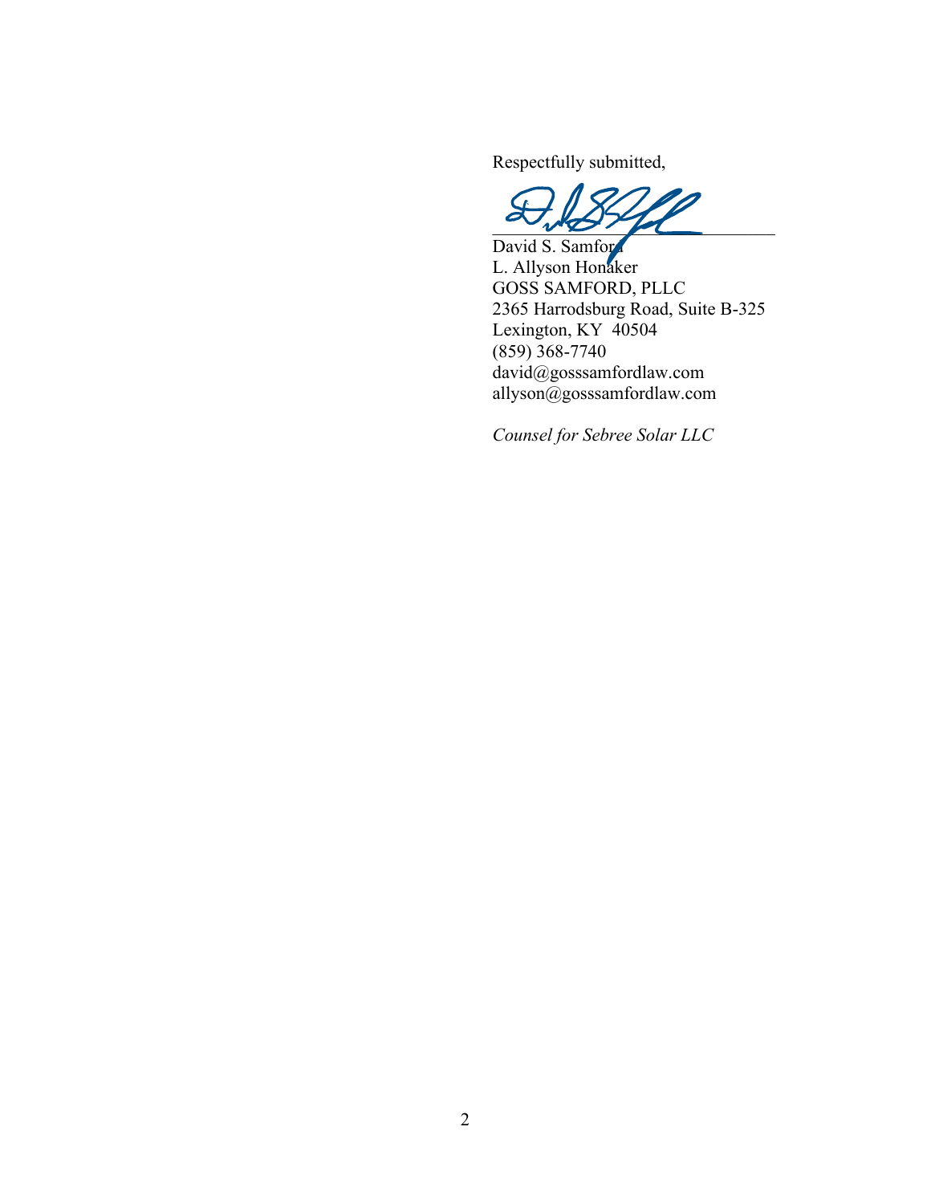Respectfully submitted,

David S. Samford
L. Allyson Honaker
GOSS SAMFORD, PLLC
2365 Harrodsburg Road, Suite B-325
Lexington, KY 40504
(859) 368-7740
david@gosssamfordlaw.com
allyson@gosssamfordlaw.com

*Counsel for Sebree Solar LLC*